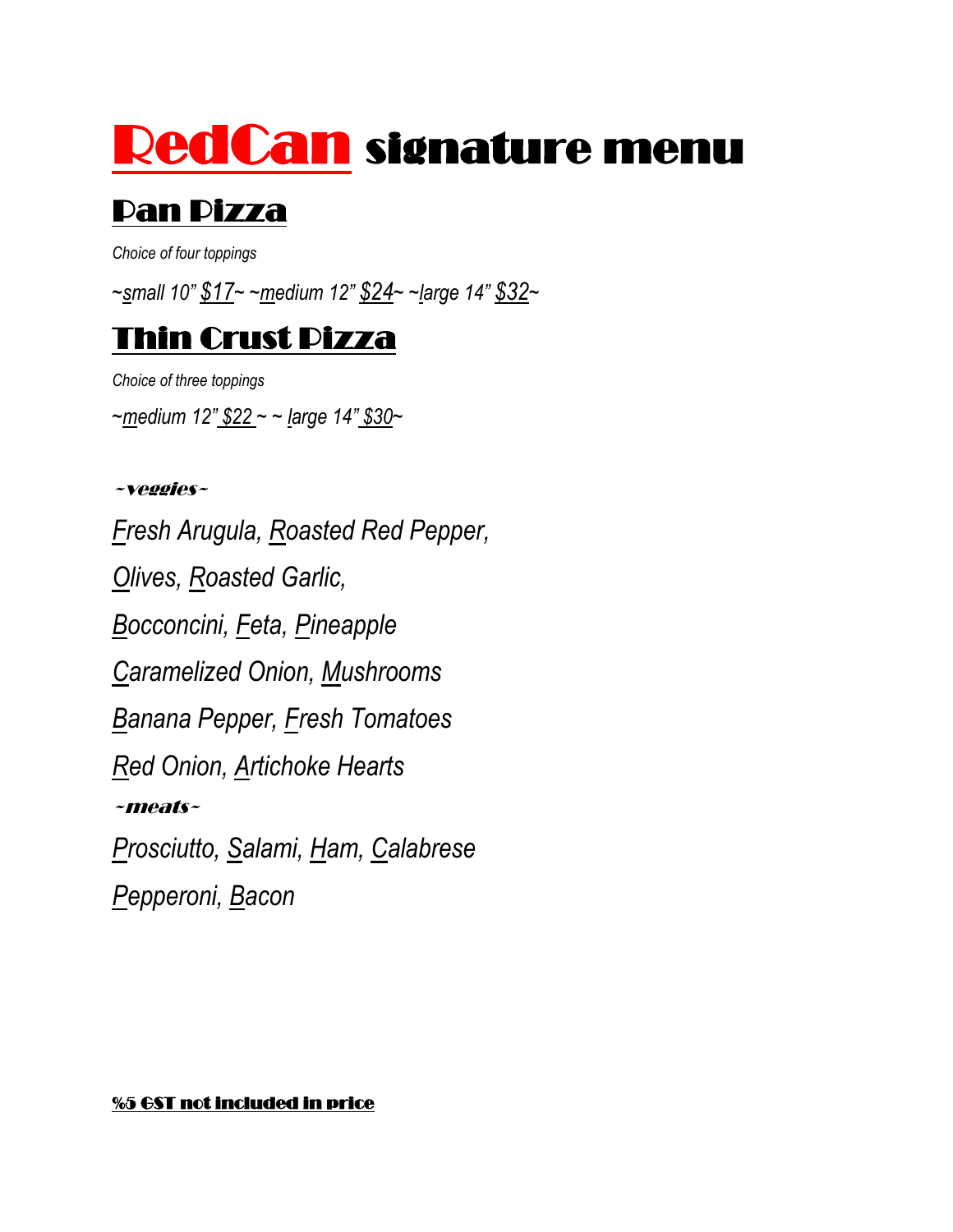# RedCan signature menu

## Pan Pizza

*Choice of four toppings*

*~small 10" $17~ ~medium 12" $24~ ~large 14" $32~*

## Thin Crust Pizza

*Choice of three toppings*

*~medium 12" $22 ~ ~ large 14" $30~*

***~veggies~***

*Fresh Arugula, Roasted Red Pepper,*

*Olives, Roasted Garlic,*

*Bocconcini, Feta, Pineapple*

*Caramelized Onion, Mushrooms*

*Banana Pepper, Fresh Tomatoes*

*Red Onion, Artichoke Hearts*

***~meats~***

*Prosciutto, Salami, Ham, Calabrese*

*Pepperoni, Bacon*

**%5 GST not included in price**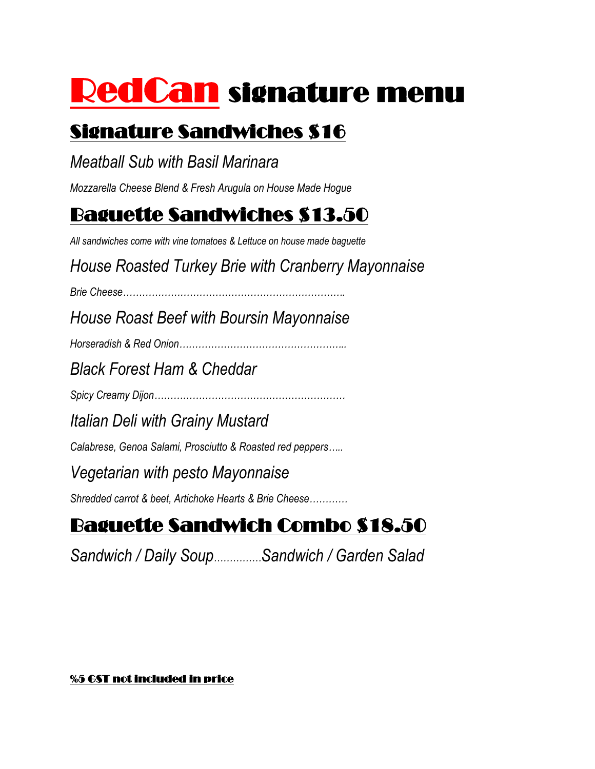# RedCan signature menu

## Signature Sandwiches $16

*Meatball Sub with Basil Marinara*

*Mozzarella Cheese Blend & Fresh Arugula on House Made Hogue*

## Baguette Sandwiches $13.50

*All sandwiches come with vine tomatoes & Lettuce on house made baguette*

*House Roasted Turkey Brie with Cranberry Mayonnaise*

*Brie Cheese……………………………………………………………..*

*House Roast Beef with Boursin Mayonnaise*

*Horseradish & Red Onion……………………………………………..*

*Black Forest Ham & Cheddar*

*Spicy Creamy Dijon……………………………………………………*

*Italian Deli with Grainy Mustard*

*Calabrese, Genoa Salami, Prosciutto & Roasted red peppers…..*

*Vegetarian with pesto Mayonnaise*

*Shredded carrot & beet, Artichoke Hearts & Brie Cheese…………*

## Baguette Sandwich Combo $18.50

*Sandwich / Daily Soup……………Sandwich / Garden Salad*

**%5 GST not included in price**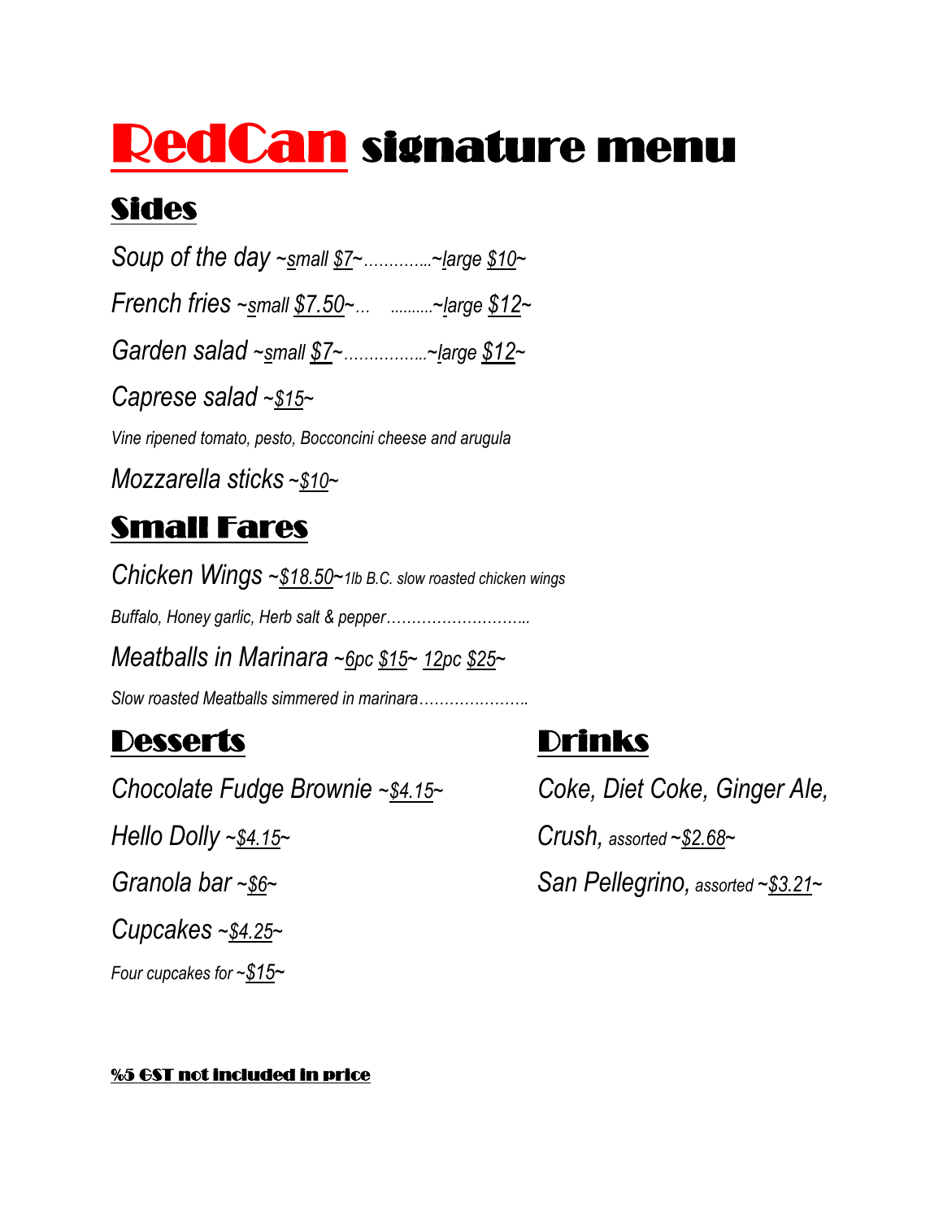# RedCan signature menu

## Sides

*Soup of the day ~small $7~…………..~large $10~*

*French fries ~small $7.50~… ……….~large $12~*

*Garden salad ~small $7~……………..~large $12~*

*Caprese salad ~$15~*

*Vine ripened tomato, pesto, Bocconcini cheese and arugula*

*Mozzarella sticks ~$10~*

## Small Fares

*Chicken Wings ~$18.50~1lb B.C. slow roasted chicken wings*

*Buffalo, Honey garlic, Herb salt & pepper………………………..*

*Meatballs in Marinara ~6pc $15~ 12pc $25~*

*Slow roasted Meatballs simmered in marinara………………….*

## Desserts

*Chocolate Fudge Brownie ~$4.15~*

*Hello Dolly ~$4.15~*

*Granola bar ~$6~*

*Cupcakes ~$4.25~*

*Four cupcakes for ~$15~*

## Drinks

*Coke, Diet Coke, Ginger Ale,*

*Crush, assorted ~$2.68~*

*San Pellegrino, assorted ~$3.21~*

**%5 GST not included in price**